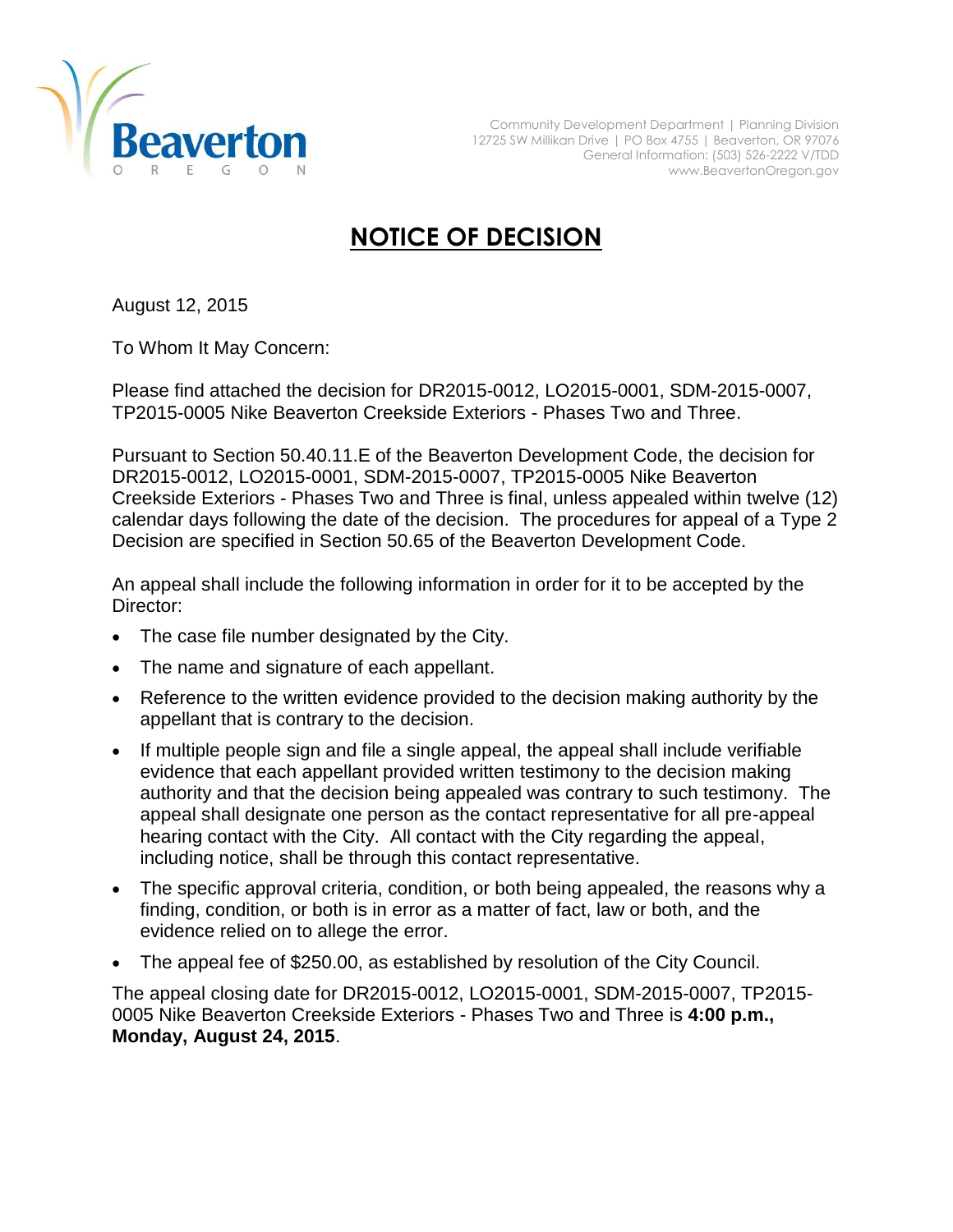Beaverton
OREGON

Community Development Department | Planning Division
12725 SW Millikan Drive | PO Box 4755 | Beaverton, OR 97076
General Information: (503) 526-2222 V/TDD
www.BeavertonOregon.gov

# NOTICE OF DECISION

August 12, 2015

To Whom It May Concern:

Please find attached the decision for DR2015-0012, LO2015-0001, SDM-2015-0007, TP2015-0005 Nike Beaverton Creekside Exteriors - Phases Two and Three.

Pursuant to Section 50.40.11.E of the Beaverton Development Code, the decision for DR2015-0012, LO2015-0001, SDM-2015-0007, TP2015-0005 Nike Beaverton Creekside Exteriors - Phases Two and Three is final, unless appealed within twelve (12) calendar days following the date of the decision. The procedures for appeal of a Type 2 Decision are specified in Section 50.65 of the Beaverton Development Code.

An appeal shall include the following information in order for it to be accepted by the Director:

- The case file number designated by the City.
- The name and signature of each appellant.
- Reference to the written evidence provided to the decision making authority by the appellant that is contrary to the decision.
- If multiple people sign and file a single appeal, the appeal shall include verifiable evidence that each appellant provided written testimony to the decision making authority and that the decision being appealed was contrary to such testimony. The appeal shall designate one person as the contact representative for all pre-appeal hearing contact with the City. All contact with the City regarding the appeal, including notice, shall be through this contact representative.
- The specific approval criteria, condition, or both being appealed, the reasons why a finding, condition, or both is in error as a matter of fact, law or both, and the evidence relied on to allege the error.
- The appeal fee of $250.00, as established by resolution of the City Council.

The appeal closing date for DR2015-0012, LO2015-0001, SDM-2015-0007, TP2015-0005 Nike Beaverton Creekside Exteriors - Phases Two and Three is **4:00 p.m., Monday, August 24, 2015**.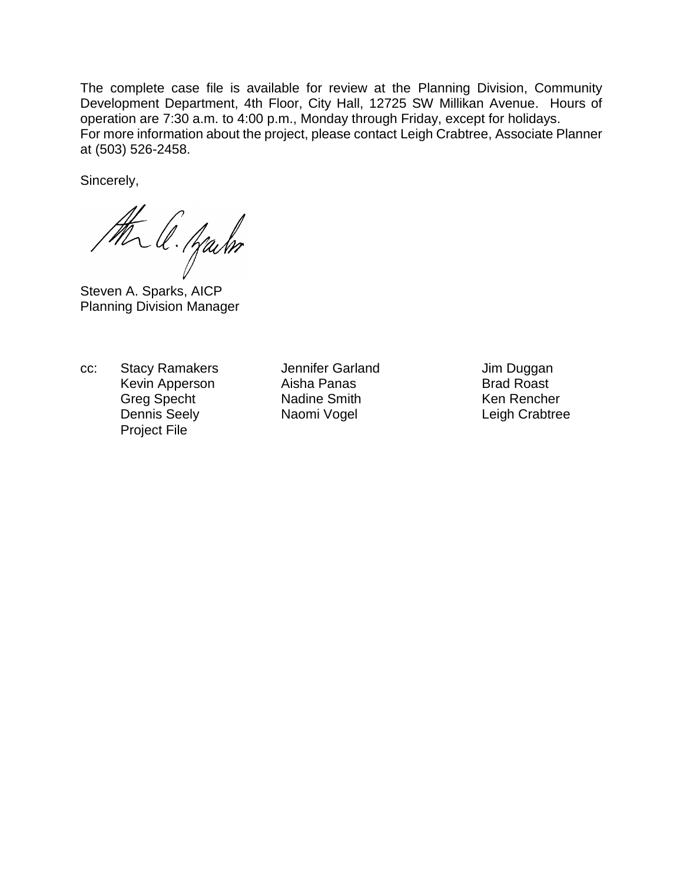The complete case file is available for review at the Planning Division, Community Development Department, 4th Floor, City Hall, 12725 SW Millikan Avenue. Hours of operation are 7:30 a.m. to 4:00 p.m., Monday through Friday, except for holidays.
For more information about the project, please contact Leigh Crabtree, Associate Planner at (503) 526-2458.

Sincerely,

Steven A. Sparks, AICP
Planning Division Manager

cc: Stacy Ramakers
Kevin Apperson
Greg Specht
Dennis Seely
Project File
Jennifer Garland
Aisha Panas
Nadine Smith
Naomi Vogel
Jim Duggan
Brad Roast
Ken Rencher
Leigh Crabtree